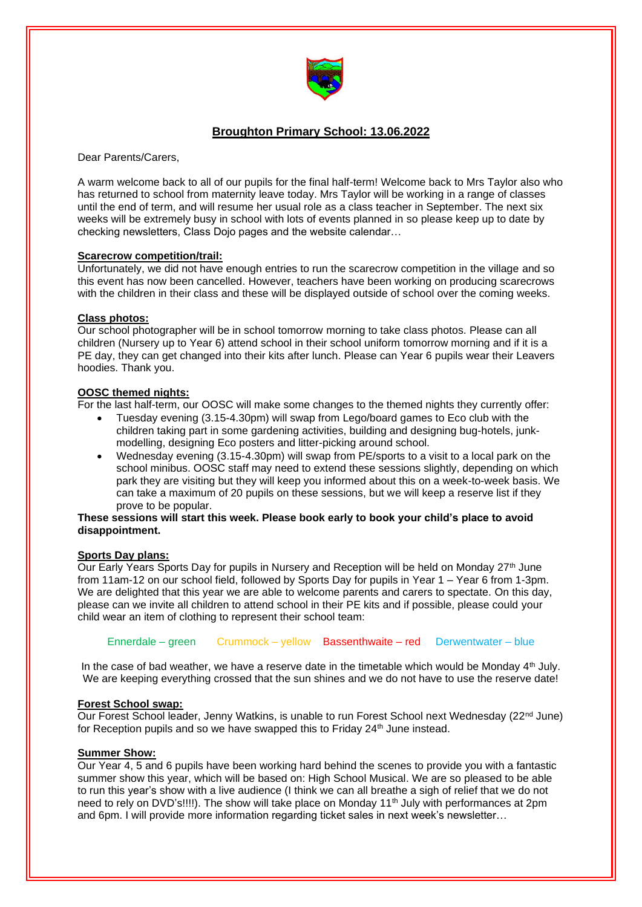# Broughton Primary School: 13.06.2022

Dear Parents/Carers,

A warm welcome back to all of our pupils for the final half-term! Welcome back to Mrs Taylor also who has returned to school from maternity leave today. Mrs Taylor will be working in a range of classes until the end of term, and will resume her usual role as a class teacher in September. The next six weeks will be extremely busy in school with lots of events planned in so please keep up to date by checking newsletters, Class Dojo pages and the website calendar…

## Scarecrow competition/trail:

Unfortunately, we did not have enough entries to run the scarecrow competition in the village and so this event has now been cancelled. However, teachers have been working on producing scarecrows with the children in their class and these will be displayed outside of school over the coming weeks.

## Class photos:

Our school photographer will be in school tomorrow morning to take class photos. Please can all children (Nursery up to Year 6) attend school in their school uniform tomorrow morning and if it is a PE day, they can get changed into their kits after lunch. Please can Year 6 pupils wear their Leavers hoodies. Thank you.

## OOSC themed nights:

For the last half-term, our OOSC will make some changes to the themed nights they currently offer:

- Tuesday evening (3.15-4.30pm) will swap from Lego/board games to Eco club with the children taking part in some gardening activities, building and designing bug-hotels, junk-modelling, designing Eco posters and litter-picking around school.
- Wednesday evening (3.15-4.30pm) will swap from PE/sports to a visit to a local park on the school minibus. OOSC staff may need to extend these sessions slightly, depending on which park they are visiting but they will keep you informed about this on a week-to-week basis. We can take a maximum of 20 pupils on these sessions, but we will keep a reserve list if they prove to be popular.

**These sessions will start this week. Please book early to book your child's place to avoid disappointment.**

## Sports Day plans:

Our Early Years Sports Day for pupils in Nursery and Reception will be held on Monday 27th June from 11am-12 on our school field, followed by Sports Day for pupils in Year 1 – Year 6 from 1-3pm. We are delighted that this year we are able to welcome parents and carers to spectate. On this day, please can we invite all children to attend school in their PE kits and if possible, please could your child wear an item of clothing to represent their school team:

Ennerdale – green     Crummock – yellow     Bassenthwaite – red     Derwentwater – blue

In the case of bad weather, we have a reserve date in the timetable which would be Monday 4th July. We are keeping everything crossed that the sun shines and we do not have to use the reserve date!

## Forest School swap:

Our Forest School leader, Jenny Watkins, is unable to run Forest School next Wednesday (22nd June) for Reception pupils and so we have swapped this to Friday 24th June instead.

## Summer Show:

Our Year 4, 5 and 6 pupils have been working hard behind the scenes to provide you with a fantastic summer show this year, which will be based on: High School Musical. We are so pleased to be able to run this year's show with a live audience (I think we can all breathe a sigh of relief that we do not need to rely on DVD's!!!!). The show will take place on Monday 11th July with performances at 2pm and 6pm. I will provide more information regarding ticket sales in next week's newsletter…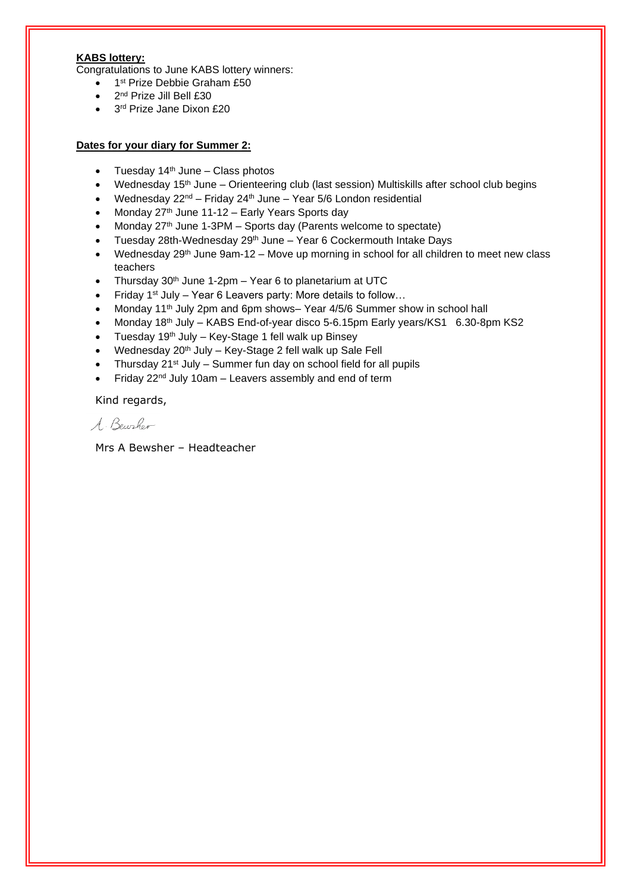**KABS lottery:**

Congratulations to June KABS lottery winners:

- 1st Prize Debbie Graham £50
- 2nd Prize Jill Bell £30
- 3rd Prize Jane Dixon £20

**Dates for your diary for Summer 2:**

- Tuesday 14th June – Class photos
- Wednesday 15th June – Orienteering club (last session) Multiskills after school club begins
- Wednesday 22nd – Friday 24th June – Year 5/6 London residential
- Monday 27th June 11-12 – Early Years Sports day
- Monday 27th June 1-3PM – Sports day (Parents welcome to spectate)
- Tuesday 28th-Wednesday 29th June – Year 6 Cockermouth Intake Days
- Wednesday 29th June 9am-12 – Move up morning in school for all children to meet new class teachers
- Thursday 30th June 1-2pm – Year 6 to planetarium at UTC
- Friday 1st July – Year 6 Leavers party: More details to follow…
- Monday 11th July 2pm and 6pm shows– Year 4/5/6 Summer show in school hall
- Monday 18th July – KABS End-of-year disco 5-6.15pm Early years/KS1 6.30-8pm KS2
- Tuesday 19th July – Key-Stage 1 fell walk up Binsey
- Wednesday 20th July – Key-Stage 2 fell walk up Sale Fell
- Thursday 21st July – Summer fun day on school field for all pupils
- Friday 22nd July 10am – Leavers assembly and end of term

Kind regards,

A. Bewsher

Mrs A Bewsher – Headteacher